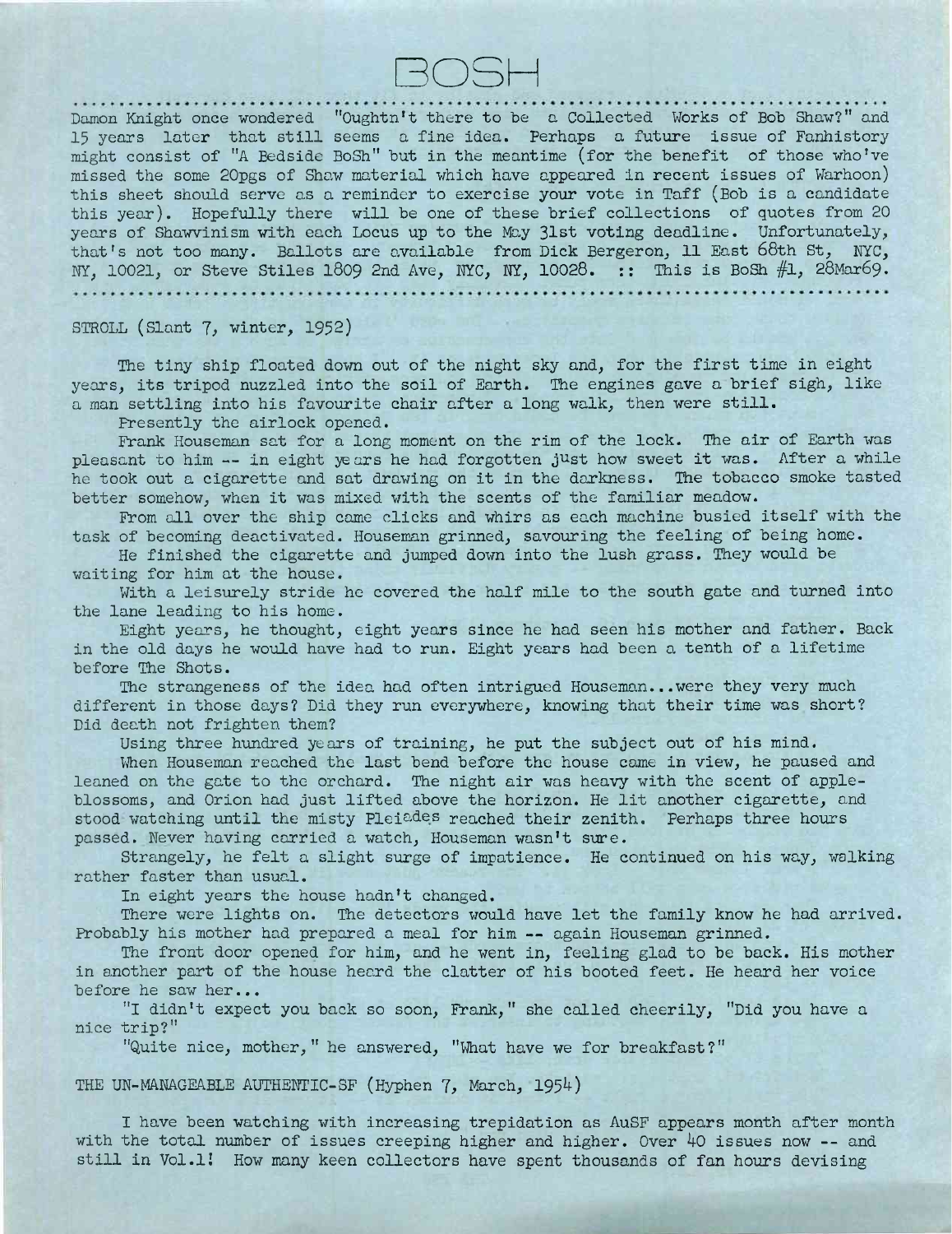# BOSH

Damon Knight once wondered "Oughtn't there to be a Collected Works of Bob Shaw?" and 15 years later that still seems a fine idea. Perhaps a future issue of Fanhistory might consist of "A Bedside BoSh" but in the meantime (for the benefit of those who've missed the some 20pgs of Shaw material which have appeared in recent issues of Warhoon) this sheet should serve as a reminder to exercise your vote in Taff (Bob is a candidate this year). Hopefully there will be one of these brief collections of quotes from 20 years of Shawvinism with each Locus up to the May 31st voting deadline. Unfortunately, that's not too many. Ballots are available from Dick Bergeron, 11 East 68th St, NYC, NY, 10021, or Steve Stiles 1809 2nd Ave, NYC, NY, 10028. :: This is BoSh #1, 28Mar69.

STROLL (Slant 7, winter, 1952)

The tiny ship floated down out of the night sky and, for the first time in eight years, its tripod nuzzled into the soil of Earth. The engines gave a brief sigh, like a man settling into his favourite chair after a long walk, then were still.

Presently the airlock opened.

Frank Houseman sat for a long moment on the rim of the lock. The air of Earth was pleasant to him -- in eight years he had forgotten just how sweet it was. After a while he took out a cigarette and sat drawing on it in the darkness. The tobacco smoke tasted better somehow, when it was mixed with the scents of the familiar meadow.

From all over the ship came clicks and whirs as each machine busied itself with the task of becoming deactivated. Houseman grinned, savouring the feeling of being home.

He finished the cigarette and jumped down into the lush grass. They would be waiting for him at the house.

With a leisurely stride he covered the half mile to the south gate and turned into the lane leading to his home.

Eight years, he thought, eight years since he had seen his mother and father. Back in the old days he would have had to run. Eight years had been a tenth of a lifetime before The Shots.

The strangeness of the idea had often intrigued Houseman...were they very much different in those days? Did they run everywhere, knowing that their time was short? Did death not frighten them?

Using three hundred years of training, he put the subject out of his mind.

When Houseman reached the last bend before the house came in view, he paused and leaned on the gate to the orchard. The night air was heavy with the scent of apple-blossoms, and Orion had just lifted above the horizon. He lit another cigarette, and stood watching until the misty Pleiades reached their zenith. Perhaps three hours passed. Never having carried a watch, Houseman wasn't sure.

Strangely, he felt a slight surge of impatience. He continued on his way, walking rather faster than usual.

In eight years the house hadn't changed.

There were lights on. The detectors would have let the family know he had arrived. Probably his mother had prepared a meal for him -- again Houseman grinned.

The front door opened for him, and he went in, feeling glad to be back. His mother in another part of the house heard the clatter of his booted feet. He heard her voice before he saw her...

"I didn't expect you back so soon, Frank," she called cheerily, "Did you have a nice trip?"

"Quite nice, mother," he answered, "What have we for breakfast?"

THE UN-MANAGEABLE AUTHENTIC-SF (Hyphen 7, March, 1954)

I have been watching with increasing trepidation as AuSF appears month after month with the total number of issues creeping higher and higher. Over 40 issues now -- and still in Vol.1! How many keen collectors have spent thousands of fan hours devising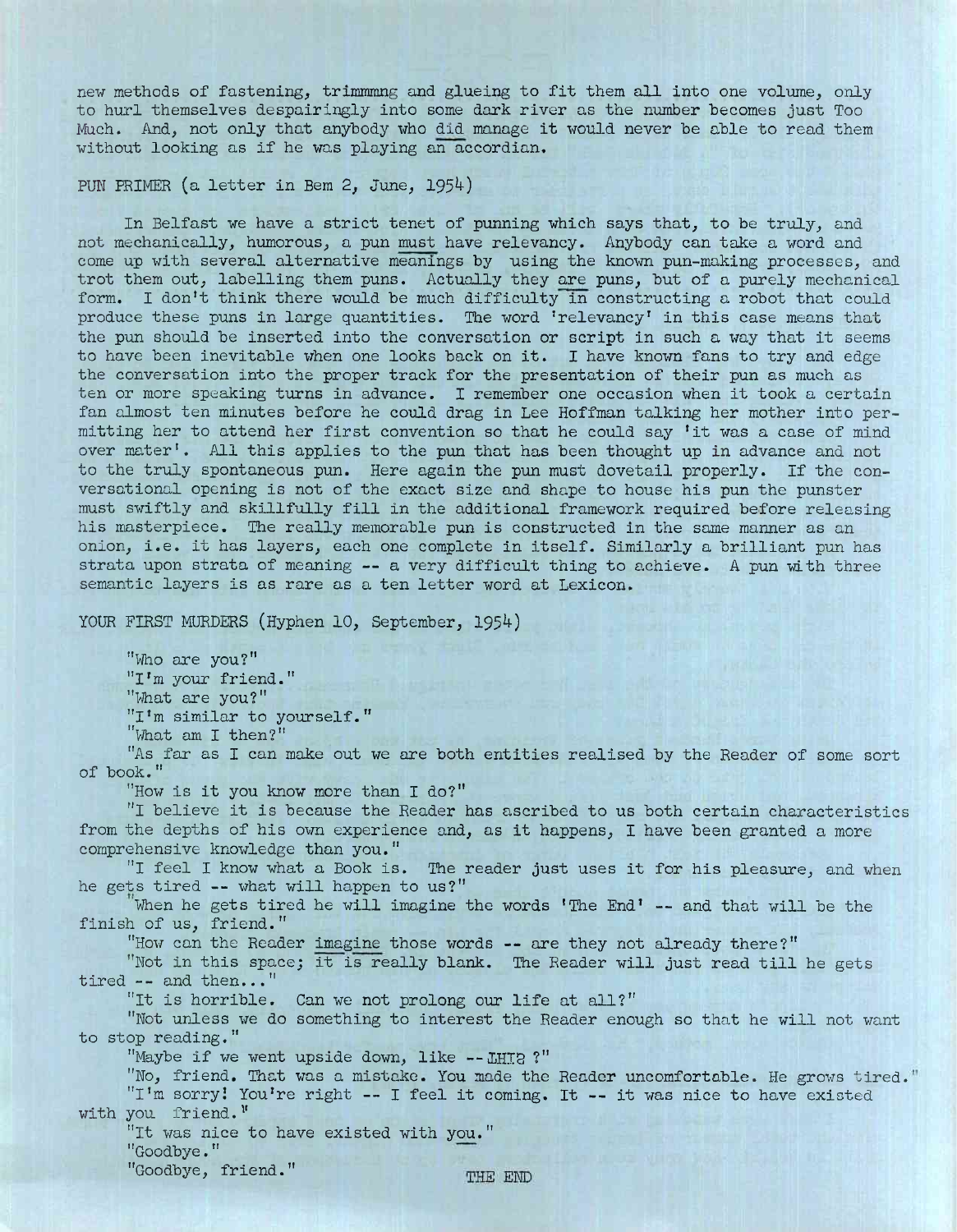new methods of fastening, trimmmng and glueing to fit them all into one volume, only to hurl themselves despairingly into some dark river as the number becomes just Too Much. And, not only that anybody who did manage it would never be able to read them without looking as if he was playing an accordian.

PUN PRIMER (a letter in Bem 2, June, 1954)

In Belfast we have a strict tenet of punning which says that, to be truly, and not mechanically, humorous, a pun must have relevancy. Anybody can take a word and come up with several alternative meanings by using the known pun-making processes, and trot them out, labelling them puns. Actually they are puns, but of a purely mechanical form. I don't think there would be much difficulty in constructing a robot that could produce these puns in large quantities. The word 'relevancy' in this case means that the pun should be inserted into the conversation or script in such a way that it seems to have been inevitable when one looks back on it. I have known fans to try and edge the conversation into the proper track for the presentation of their pun as much as ten or more speaking turns in advance. I remember one occasion when it took a certain fan almost ten minutes before he could drag in Lee Hoffman talking her mother into permitting her to attend her first convention so that he could say 'it was a case of mind over mater'. All this applies to the pun that has been thought up in advance and not to the truly spontaneous pun. Here again the pun must dovetail properly. If the conversational opening is not of the exact size and shape to house his pun the punster must swiftly and skillfully fill in the additional framework required before releasing his masterpiece. The really memorable pun is constructed in the same manner as an onion, i.e. it has layers, each one complete in itself. Similarly a brilliant pun has strata upon strata of meaning -- a very difficult thing to achieve. A pun with three semantic layers is as rare as a ten letter word at Lexicon.

YOUR FIRST MURDERS (Hyphen 10, September, 1954)

"Who are you?"

"I'm your friend."

"What are you?"

"I'm similar to yourself."

"What am I then?"

"As far as I can make out we are both entities realised by the Reader of some sort of book."

"How is it you know more than I do?"

"I believe it is because the Reader has ascribed to us both certain characteristics from the depths of his own experience and, as it happens, I have been granted a more comprehensive knowledge than you."

"I feel I know what a Book is. The reader just uses it for his pleasure, and when he gets tired -- what will happen to us?"

"When he gets tired he will imagine the words 'The End' -- and that will be the finish of us, friend."

"How can the Reader imagine those words -- are they not already there?"

"Not in this space; it is really blank. The Reader will just read till he gets tired -- and then..."

"It is horrible. Can we not prolong our life at all?"

"Not unless we do something to interest the Reader enough so that he will not want to stop reading."

"Maybe if we went upside down, like --THIS ?"

"No, friend. That was a mistake. You made the Reader uncomfortable. He grows tired."

"I'm sorry! You're right -- I feel it coming. It -- it was nice to have existed with you friend."

"It was nice to have existed with you."

"Goodbye."

"Goodbye, friend."

THE END